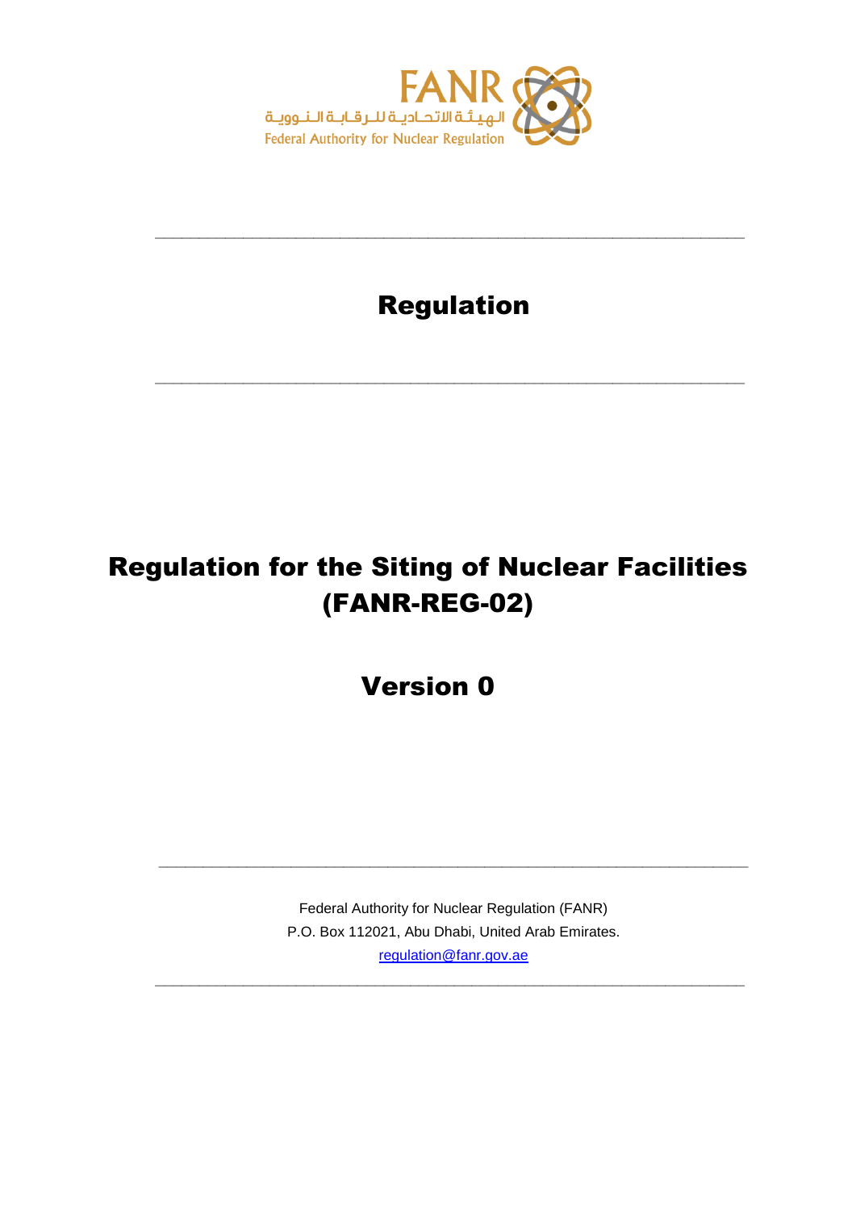FANR

الهيئة الاتحادية للرقابة النووية

Federal Authority for Nuclear Regulation

---

# Regulation

---

# Regulation for the Siting of Nuclear Facilities (FANR-REG-02)

## Version 0

---

Federal Authority for Nuclear Regulation (FANR)
P.O. Box 112021, Abu Dhabi, United Arab Emirates.
regulation@fanr.gov.ae

---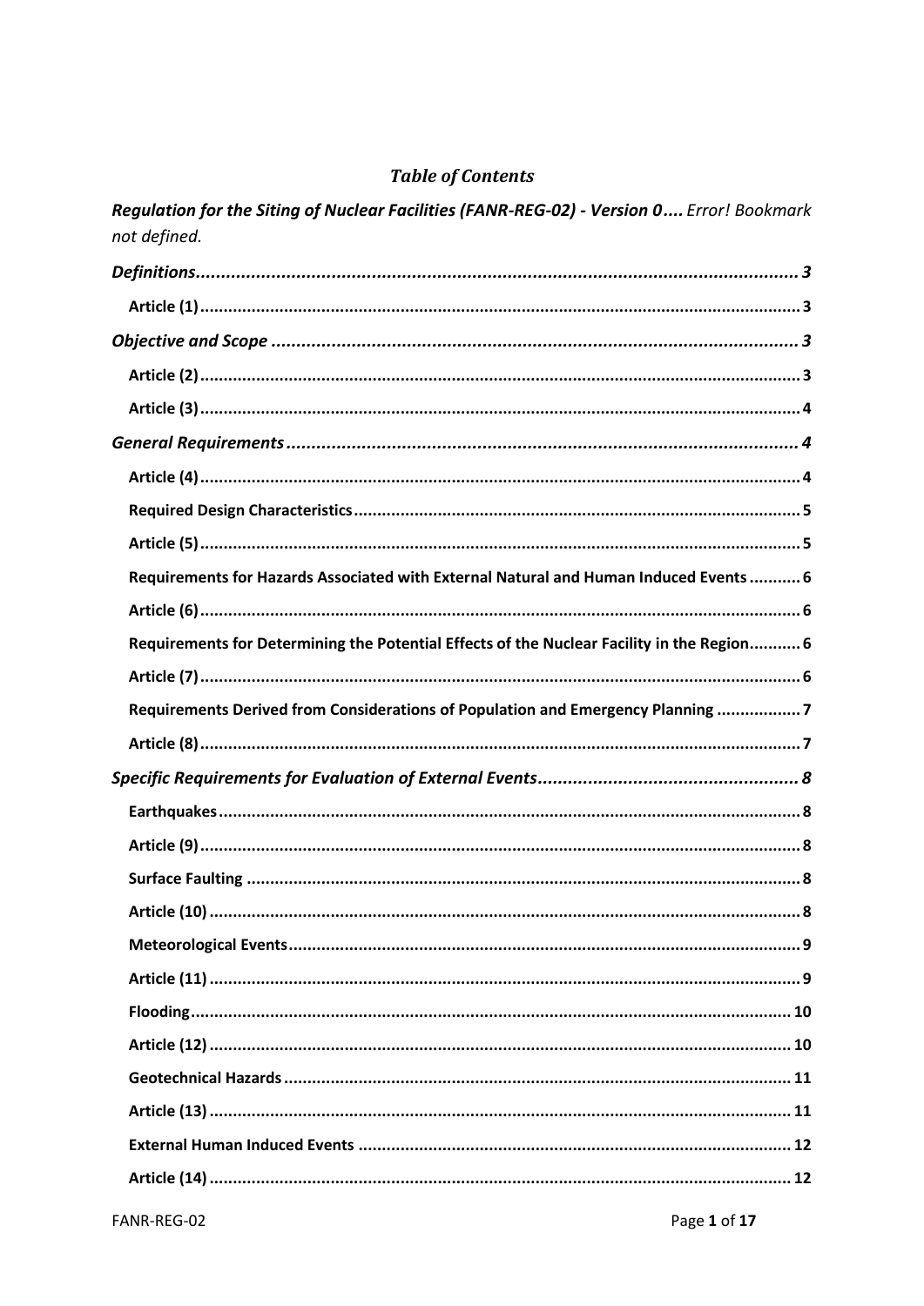## *Table of Contents*

***Regulation for the Siting of Nuclear Facilities (FANR-REG-02) - Version 0....*** *Error! Bookmark not defined.*

***Definitions*** ........................................................................................................ ***3***

**Article (1)** ................................................................................................................ **3**

***Objective and Scope*** ........................................................................................ ***3***

**Article (2)** ................................................................................................................ **3**

**Article (3)** ................................................................................................................ **4**

***General Requirements*** ..................................................................................... ***4***

**Article (4)** ................................................................................................................ **4**

**Required Design Characteristics** ............................................................................... **5**

**Article (5)** ................................................................................................................ **5**

**Requirements for Hazards Associated with External Natural and Human Induced Events** ........... **6**

**Article (6)** ................................................................................................................ **6**

**Requirements for Determining the Potential Effects of the Nuclear Facility in the Region** ........... **6**

**Article (7)** ................................................................................................................ **6**

**Requirements Derived from Considerations of Population and Emergency Planning** .................. **7**

**Article (8)** ................................................................................................................ **7**

***Specific Requirements for Evaluation of External Events*** .................................................... ***8***

**Earthquakes** ............................................................................................................ **8**

**Article (9)** ................................................................................................................ **8**

**Surface Faulting** ...................................................................................................... **8**

**Article (10)** .............................................................................................................. **8**

**Meteorological Events** ............................................................................................. **9**

**Article (11)** .............................................................................................................. **9**

**Flooding** ................................................................................................................. **10**

**Article (12)** ............................................................................................................ **10**

**Geotechnical Hazards** ............................................................................................. **11**

**Article (13)** ............................................................................................................ **11**

**External Human Induced Events** ............................................................................. **12**

**Article (14)** ............................................................................................................ **12**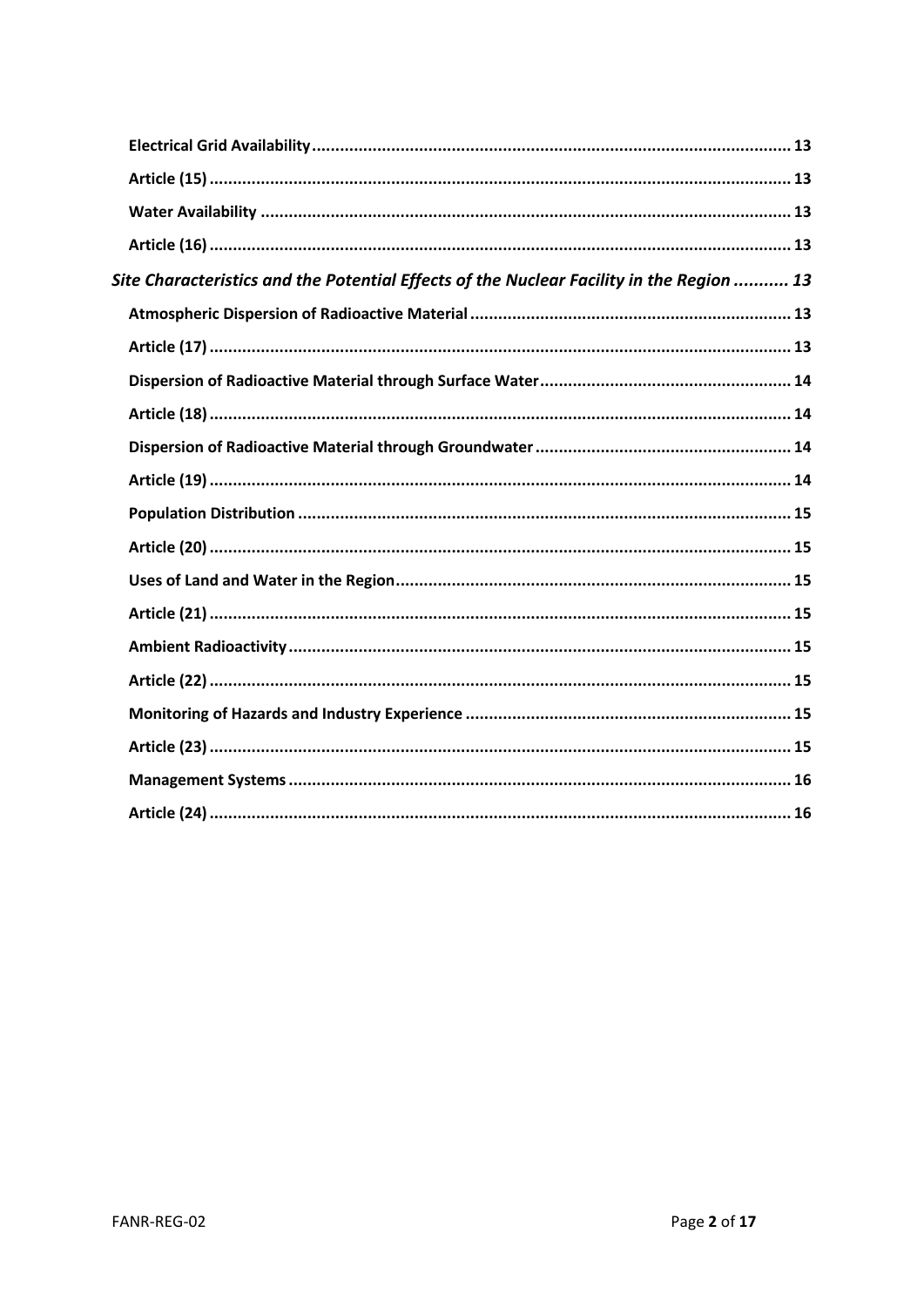**Electrical Grid Availability** ...................................................................................................... 13

**Article (15)** ............................................................................................................................ 13

**Water Availability** ................................................................................................................. 13

**Article (16)** ............................................................................................................................ 13

***Site Characteristics and the Potential Effects of the Nuclear Facility in the Region*** *........... 13*

**Atmospheric Dispersion of Radioactive Material** .................................................................... 13

**Article (17)** ............................................................................................................................ 13

**Dispersion of Radioactive Material through Surface Water** ...................................................... 14

**Article (18)** ............................................................................................................................ 14

**Dispersion of Radioactive Material through Groundwater** ....................................................... 14

**Article (19)** ............................................................................................................................ 14

**Population Distribution** ......................................................................................................... 15

**Article (20)** ............................................................................................................................ 15

**Uses of Land and Water in the Region** .................................................................................... 15

**Article (21)** ............................................................................................................................ 15

**Ambient Radioactivity** ........................................................................................................... 15

**Article (22)** ............................................................................................................................ 15

**Monitoring of Hazards and Industry Experience** ...................................................................... 15

**Article (23)** ............................................................................................................................ 15

**Management Systems** ........................................................................................................... 16

**Article (24)** ............................................................................................................................ 16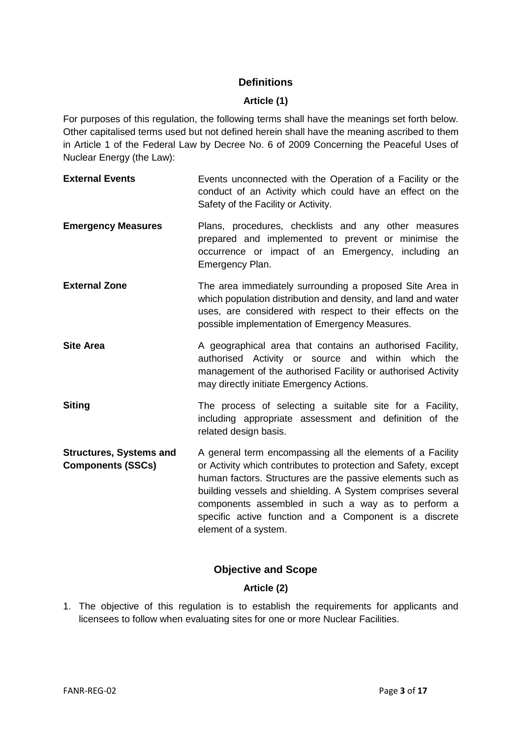## Definitions

### Article (1)

For purposes of this regulation, the following terms shall have the meanings set forth below. Other capitalised terms used but not defined herein shall have the meaning ascribed to them in Article 1 of the Federal Law by Decree No. 6 of 2009 Concerning the Peaceful Uses of Nuclear Energy (the Law):

**External Events** Events unconnected with the Operation of a Facility or the conduct of an Activity which could have an effect on the Safety of the Facility or Activity.

**Emergency Measures** Plans, procedures, checklists and any other measures prepared and implemented to prevent or minimise the occurrence or impact of an Emergency, including an Emergency Plan.

**External Zone** The area immediately surrounding a proposed Site Area in which population distribution and density, and land and water uses, are considered with respect to their effects on the possible implementation of Emergency Measures.

**Site Area** A geographical area that contains an authorised Facility, authorised Activity or source and within which the management of the authorised Facility or authorised Activity may directly initiate Emergency Actions.

**Siting** The process of selecting a suitable site for a Facility, including appropriate assessment and definition of the related design basis.

**Structures, Systems and Components (SSCs)** A general term encompassing all the elements of a Facility or Activity which contributes to protection and Safety, except human factors. Structures are the passive elements such as building vessels and shielding. A System comprises several components assembled in such a way as to perform a specific active function and a Component is a discrete element of a system.

## Objective and Scope

### Article (2)

1. The objective of this regulation is to establish the requirements for applicants and licensees to follow when evaluating sites for one or more Nuclear Facilities.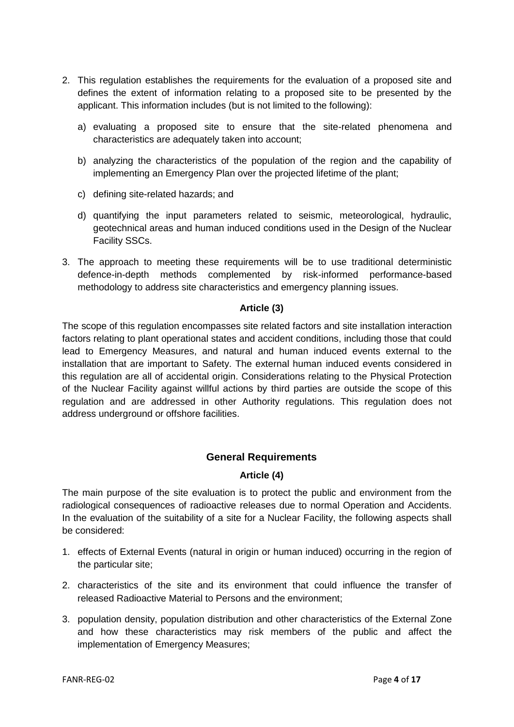2. This regulation establishes the requirements for the evaluation of a proposed site and defines the extent of information relating to a proposed site to be presented by the applicant. This information includes (but is not limited to the following):

   a) evaluating a proposed site to ensure that the site-related phenomena and characteristics are adequately taken into account;

   b) analyzing the characteristics of the population of the region and the capability of implementing an Emergency Plan over the projected lifetime of the plant;

   c) defining site-related hazards; and

   d) quantifying the input parameters related to seismic, meteorological, hydraulic, geotechnical areas and human induced conditions used in the Design of the Nuclear Facility SSCs.

3. The approach to meeting these requirements will be to use traditional deterministic defence-in-depth methods complemented by risk-informed performance-based methodology to address site characteristics and emergency planning issues.

**Article (3)**

The scope of this regulation encompasses site related factors and site installation interaction factors relating to plant operational states and accident conditions, including those that could lead to Emergency Measures, and natural and human induced events external to the installation that are important to Safety. The external human induced events considered in this regulation are all of accidental origin. Considerations relating to the Physical Protection of the Nuclear Facility against willful actions by third parties are outside the scope of this regulation and are addressed in other Authority regulations. This regulation does not address underground or offshore facilities.

## General Requirements

**Article (4)**

The main purpose of the site evaluation is to protect the public and environment from the radiological consequences of radioactive releases due to normal Operation and Accidents. In the evaluation of the suitability of a site for a Nuclear Facility, the following aspects shall be considered:

1. effects of External Events (natural in origin or human induced) occurring in the region of the particular site;

2. characteristics of the site and its environment that could influence the transfer of released Radioactive Material to Persons and the environment;

3. population density, population distribution and other characteristics of the External Zone and how these characteristics may risk members of the public and affect the implementation of Emergency Measures;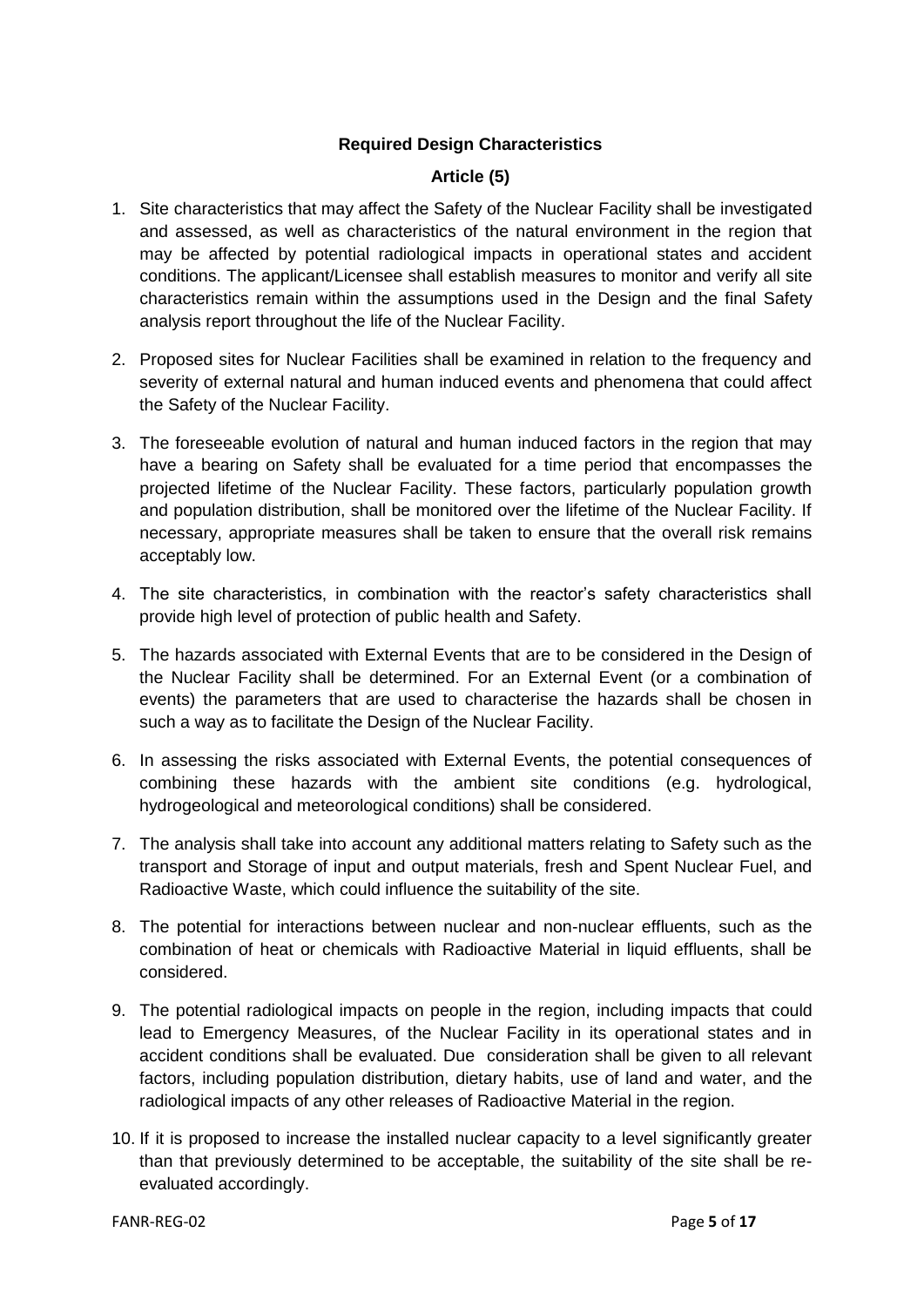## Required Design Characteristics

### Article (5)

1. Site characteristics that may affect the Safety of the Nuclear Facility shall be investigated and assessed, as well as characteristics of the natural environment in the region that may be affected by potential radiological impacts in operational states and accident conditions. The applicant/Licensee shall establish measures to monitor and verify all site characteristics remain within the assumptions used in the Design and the final Safety analysis report throughout the life of the Nuclear Facility.

2. Proposed sites for Nuclear Facilities shall be examined in relation to the frequency and severity of external natural and human induced events and phenomena that could affect the Safety of the Nuclear Facility.

3. The foreseeable evolution of natural and human induced factors in the region that may have a bearing on Safety shall be evaluated for a time period that encompasses the projected lifetime of the Nuclear Facility. These factors, particularly population growth and population distribution, shall be monitored over the lifetime of the Nuclear Facility. If necessary, appropriate measures shall be taken to ensure that the overall risk remains acceptably low.

4. The site characteristics, in combination with the reactor's safety characteristics shall provide high level of protection of public health and Safety.

5. The hazards associated with External Events that are to be considered in the Design of the Nuclear Facility shall be determined. For an External Event (or a combination of events) the parameters that are used to characterise the hazards shall be chosen in such a way as to facilitate the Design of the Nuclear Facility.

6. In assessing the risks associated with External Events, the potential consequences of combining these hazards with the ambient site conditions (e.g. hydrological, hydrogeological and meteorological conditions) shall be considered.

7. The analysis shall take into account any additional matters relating to Safety such as the transport and Storage of input and output materials, fresh and Spent Nuclear Fuel, and Radioactive Waste, which could influence the suitability of the site.

8. The potential for interactions between nuclear and non-nuclear effluents, such as the combination of heat or chemicals with Radioactive Material in liquid effluents, shall be considered.

9. The potential radiological impacts on people in the region, including impacts that could lead to Emergency Measures, of the Nuclear Facility in its operational states and in accident conditions shall be evaluated. Due consideration shall be given to all relevant factors, including population distribution, dietary habits, use of land and water, and the radiological impacts of any other releases of Radioactive Material in the region.

10. If it is proposed to increase the installed nuclear capacity to a level significantly greater than that previously determined to be acceptable, the suitability of the site shall be re-evaluated accordingly.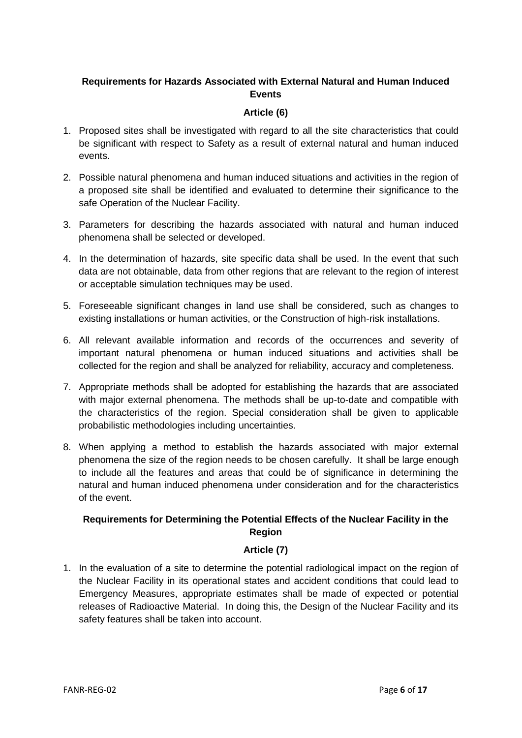### Requirements for Hazards Associated with External Natural and Human Induced Events

#### Article (6)

1. Proposed sites shall be investigated with regard to all the site characteristics that could be significant with respect to Safety as a result of external natural and human induced events.
2. Possible natural phenomena and human induced situations and activities in the region of a proposed site shall be identified and evaluated to determine their significance to the safe Operation of the Nuclear Facility.
3. Parameters for describing the hazards associated with natural and human induced phenomena shall be selected or developed.
4. In the determination of hazards, site specific data shall be used. In the event that such data are not obtainable, data from other regions that are relevant to the region of interest or acceptable simulation techniques may be used.
5. Foreseeable significant changes in land use shall be considered, such as changes to existing installations or human activities, or the Construction of high-risk installations.
6. All relevant available information and records of the occurrences and severity of important natural phenomena or human induced situations and activities shall be collected for the region and shall be analyzed for reliability, accuracy and completeness.
7. Appropriate methods shall be adopted for establishing the hazards that are associated with major external phenomena. The methods shall be up-to-date and compatible with the characteristics of the region. Special consideration shall be given to applicable probabilistic methodologies including uncertainties.
8. When applying a method to establish the hazards associated with major external phenomena the size of the region needs to be chosen carefully. It shall be large enough to include all the features and areas that could be of significance in determining the natural and human induced phenomena under consideration and for the characteristics of the event.

### Requirements for Determining the Potential Effects of the Nuclear Facility in the Region

#### Article (7)

1. In the evaluation of a site to determine the potential radiological impact on the region of the Nuclear Facility in its operational states and accident conditions that could lead to Emergency Measures, appropriate estimates shall be made of expected or potential releases of Radioactive Material. In doing this, the Design of the Nuclear Facility and its safety features shall be taken into account.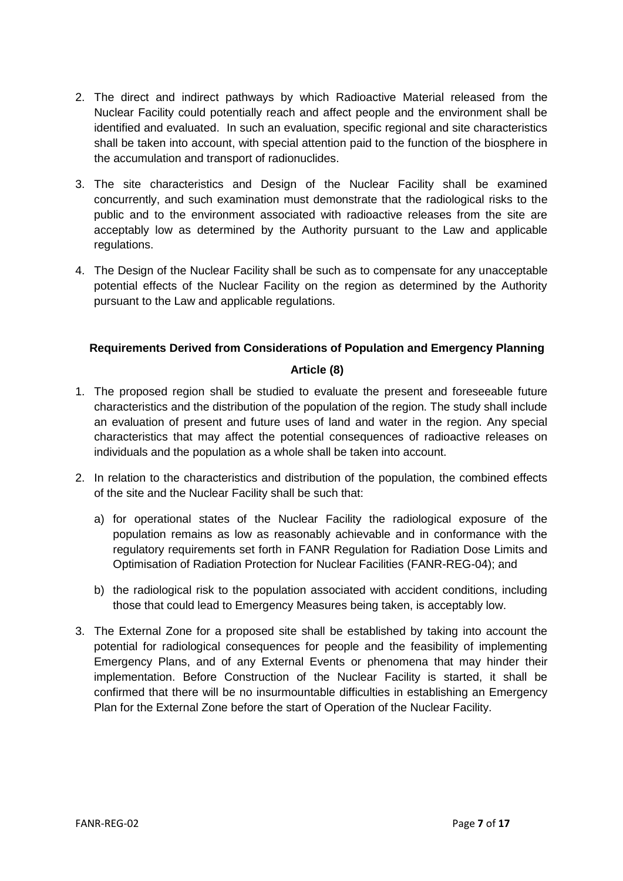2. The direct and indirect pathways by which Radioactive Material released from the Nuclear Facility could potentially reach and affect people and the environment shall be identified and evaluated. In such an evaluation, specific regional and site characteristics shall be taken into account, with special attention paid to the function of the biosphere in the accumulation and transport of radionuclides.

3. The site characteristics and Design of the Nuclear Facility shall be examined concurrently, and such examination must demonstrate that the radiological risks to the public and to the environment associated with radioactive releases from the site are acceptably low as determined by the Authority pursuant to the Law and applicable regulations.

4. The Design of the Nuclear Facility shall be such as to compensate for any unacceptable potential effects of the Nuclear Facility on the region as determined by the Authority pursuant to the Law and applicable regulations.

**Requirements Derived from Considerations of Population and Emergency Planning**

**Article (8)**

1. The proposed region shall be studied to evaluate the present and foreseeable future characteristics and the distribution of the population of the region. The study shall include an evaluation of present and future uses of land and water in the region. Any special characteristics that may affect the potential consequences of radioactive releases on individuals and the population as a whole shall be taken into account.

2. In relation to the characteristics and distribution of the population, the combined effects of the site and the Nuclear Facility shall be such that:

   a) for operational states of the Nuclear Facility the radiological exposure of the population remains as low as reasonably achievable and in conformance with the regulatory requirements set forth in FANR Regulation for Radiation Dose Limits and Optimisation of Radiation Protection for Nuclear Facilities (FANR-REG-04); and

   b) the radiological risk to the population associated with accident conditions, including those that could lead to Emergency Measures being taken, is acceptably low.

3. The External Zone for a proposed site shall be established by taking into account the potential for radiological consequences for people and the feasibility of implementing Emergency Plans, and of any External Events or phenomena that may hinder their implementation. Before Construction of the Nuclear Facility is started, it shall be confirmed that there will be no insurmountable difficulties in establishing an Emergency Plan for the External Zone before the start of Operation of the Nuclear Facility.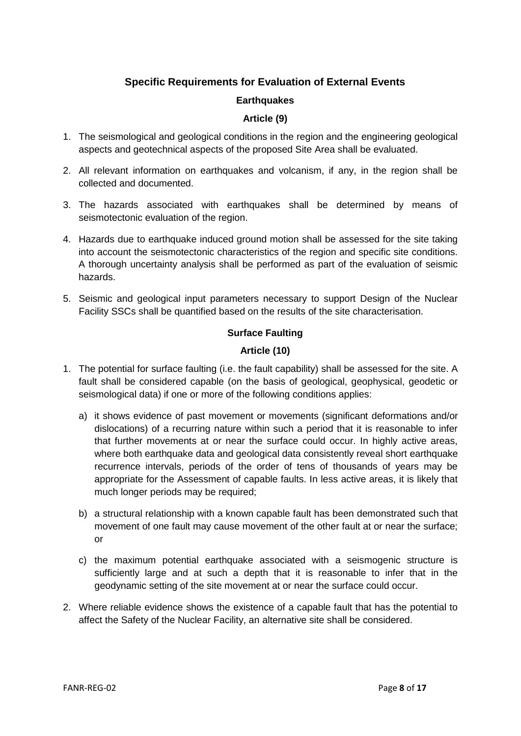## Specific Requirements for Evaluation of External Events

### Earthquakes

### Article (9)

1. The seismological and geological conditions in the region and the engineering geological aspects and geotechnical aspects of the proposed Site Area shall be evaluated.
2. All relevant information on earthquakes and volcanism, if any, in the region shall be collected and documented.
3. The hazards associated with earthquakes shall be determined by means of seismotectonic evaluation of the region.
4. Hazards due to earthquake induced ground motion shall be assessed for the site taking into account the seismotectonic characteristics of the region and specific site conditions. A thorough uncertainty analysis shall be performed as part of the evaluation of seismic hazards.
5. Seismic and geological input parameters necessary to support Design of the Nuclear Facility SSCs shall be quantified based on the results of the site characterisation.

### Surface Faulting

### Article (10)

1. The potential for surface faulting (i.e. the fault capability) shall be assessed for the site. A fault shall be considered capable (on the basis of geological, geophysical, geodetic or seismological data) if one or more of the following conditions applies:
   a) it shows evidence of past movement or movements (significant deformations and/or dislocations) of a recurring nature within such a period that it is reasonable to infer that further movements at or near the surface could occur. In highly active areas, where both earthquake data and geological data consistently reveal short earthquake recurrence intervals, periods of the order of tens of thousands of years may be appropriate for the Assessment of capable faults. In less active areas, it is likely that much longer periods may be required;
   b) a structural relationship with a known capable fault has been demonstrated such that movement of one fault may cause movement of the other fault at or near the surface; or
   c) the maximum potential earthquake associated with a seismogenic structure is sufficiently large and at such a depth that it is reasonable to infer that in the geodynamic setting of the site movement at or near the surface could occur.
2. Where reliable evidence shows the existence of a capable fault that has the potential to affect the Safety of the Nuclear Facility, an alternative site shall be considered.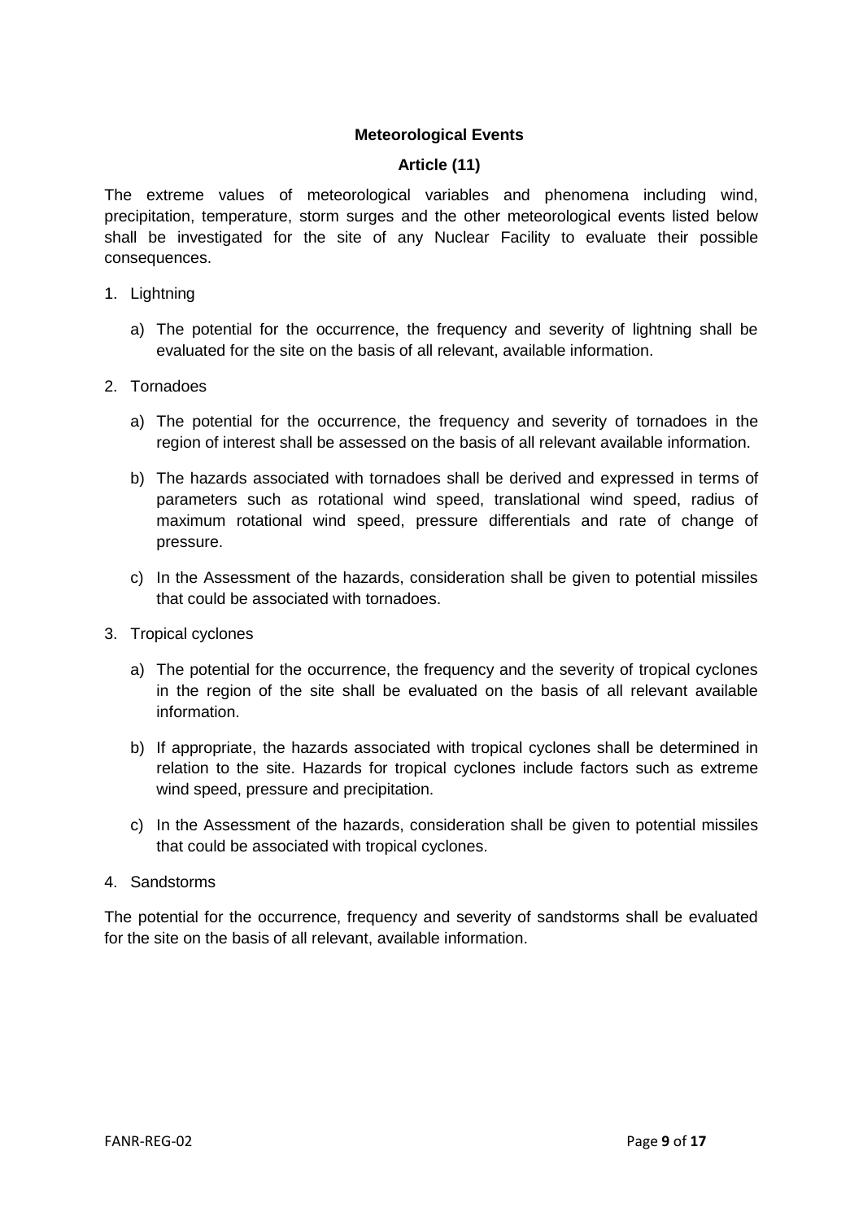**Meteorological Events**

**Article (11)**

The extreme values of meteorological variables and phenomena including wind, precipitation, temperature, storm surges and the other meteorological events listed below shall be investigated for the site of any Nuclear Facility to evaluate their possible consequences.

1. Lightning

   a) The potential for the occurrence, the frequency and severity of lightning shall be evaluated for the site on the basis of all relevant, available information.

2. Tornadoes

   a) The potential for the occurrence, the frequency and severity of tornadoes in the region of interest shall be assessed on the basis of all relevant available information.

   b) The hazards associated with tornadoes shall be derived and expressed in terms of parameters such as rotational wind speed, translational wind speed, radius of maximum rotational wind speed, pressure differentials and rate of change of pressure.

   c) In the Assessment of the hazards, consideration shall be given to potential missiles that could be associated with tornadoes.

3. Tropical cyclones

   a) The potential for the occurrence, the frequency and the severity of tropical cyclones in the region of the site shall be evaluated on the basis of all relevant available information.

   b) If appropriate, the hazards associated with tropical cyclones shall be determined in relation to the site. Hazards for tropical cyclones include factors such as extreme wind speed, pressure and precipitation.

   c) In the Assessment of the hazards, consideration shall be given to potential missiles that could be associated with tropical cyclones.

4. Sandstorms

The potential for the occurrence, frequency and severity of sandstorms shall be evaluated for the site on the basis of all relevant, available information.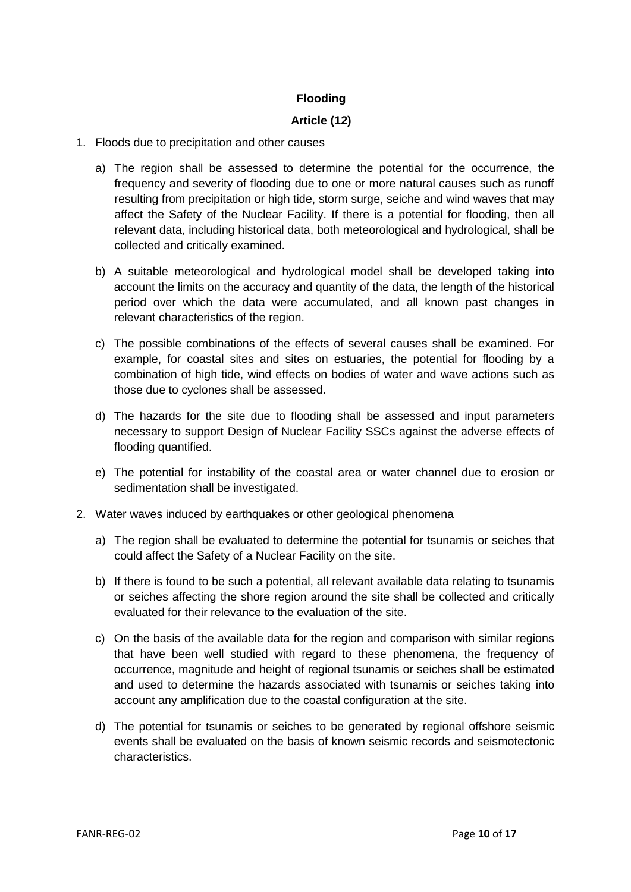**Flooding**

**Article (12)**

1. Floods due to precipitation and other causes

   a) The region shall be assessed to determine the potential for the occurrence, the frequency and severity of flooding due to one or more natural causes such as runoff resulting from precipitation or high tide, storm surge, seiche and wind waves that may affect the Safety of the Nuclear Facility. If there is a potential for flooding, then all relevant data, including historical data, both meteorological and hydrological, shall be collected and critically examined.

   b) A suitable meteorological and hydrological model shall be developed taking into account the limits on the accuracy and quantity of the data, the length of the historical period over which the data were accumulated, and all known past changes in relevant characteristics of the region.

   c) The possible combinations of the effects of several causes shall be examined. For example, for coastal sites and sites on estuaries, the potential for flooding by a combination of high tide, wind effects on bodies of water and wave actions such as those due to cyclones shall be assessed.

   d) The hazards for the site due to flooding shall be assessed and input parameters necessary to support Design of Nuclear Facility SSCs against the adverse effects of flooding quantified.

   e) The potential for instability of the coastal area or water channel due to erosion or sedimentation shall be investigated.

2. Water waves induced by earthquakes or other geological phenomena

   a) The region shall be evaluated to determine the potential for tsunamis or seiches that could affect the Safety of a Nuclear Facility on the site.

   b) If there is found to be such a potential, all relevant available data relating to tsunamis or seiches affecting the shore region around the site shall be collected and critically evaluated for their relevance to the evaluation of the site.

   c) On the basis of the available data for the region and comparison with similar regions that have been well studied with regard to these phenomena, the frequency of occurrence, magnitude and height of regional tsunamis or seiches shall be estimated and used to determine the hazards associated with tsunamis or seiches taking into account any amplification due to the coastal configuration at the site.

   d) The potential for tsunamis or seiches to be generated by regional offshore seismic events shall be evaluated on the basis of known seismic records and seismotectonic characteristics.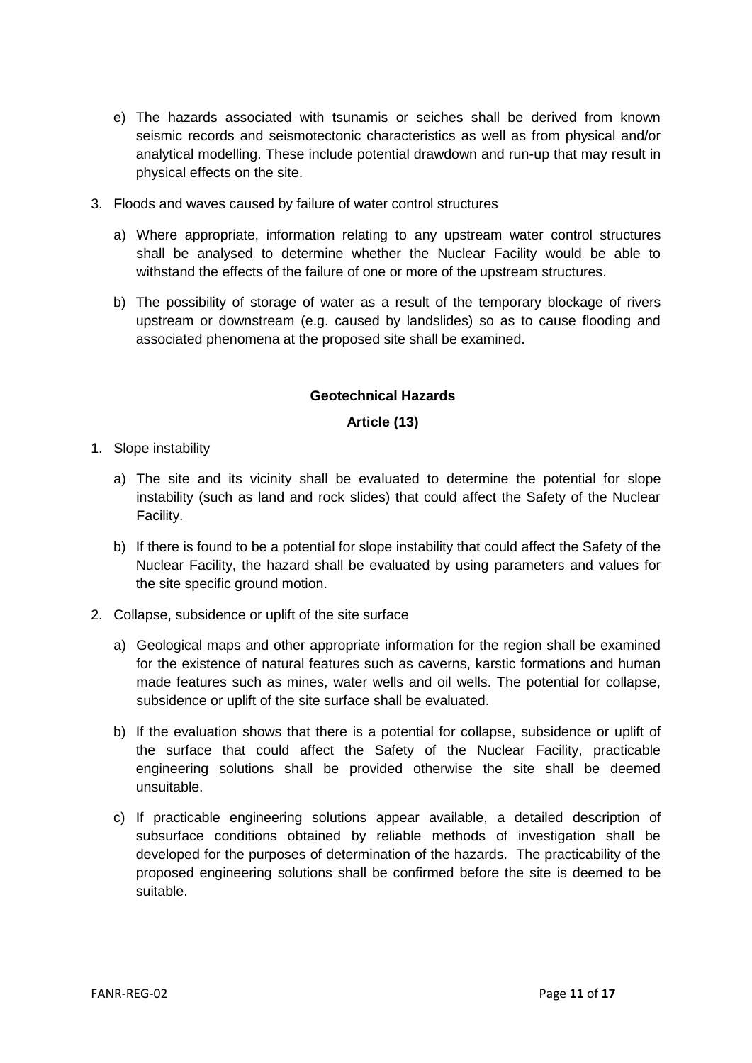e) The hazards associated with tsunamis or seiches shall be derived from known seismic records and seismotectonic characteristics as well as from physical and/or analytical modelling. These include potential drawdown and run-up that may result in physical effects on the site.

3. Floods and waves caused by failure of water control structures

   a) Where appropriate, information relating to any upstream water control structures shall be analysed to determine whether the Nuclear Facility would be able to withstand the effects of the failure of one or more of the upstream structures.

   b) The possibility of storage of water as a result of the temporary blockage of rivers upstream or downstream (e.g. caused by landslides) so as to cause flooding and associated phenomena at the proposed site shall be examined.

**Geotechnical Hazards**

**Article (13)**

1. Slope instability

   a) The site and its vicinity shall be evaluated to determine the potential for slope instability (such as land and rock slides) that could affect the Safety of the Nuclear Facility.

   b) If there is found to be a potential for slope instability that could affect the Safety of the Nuclear Facility, the hazard shall be evaluated by using parameters and values for the site specific ground motion.

2. Collapse, subsidence or uplift of the site surface

   a) Geological maps and other appropriate information for the region shall be examined for the existence of natural features such as caverns, karstic formations and human made features such as mines, water wells and oil wells. The potential for collapse, subsidence or uplift of the site surface shall be evaluated.

   b) If the evaluation shows that there is a potential for collapse, subsidence or uplift of the surface that could affect the Safety of the Nuclear Facility, practicable engineering solutions shall be provided otherwise the site shall be deemed unsuitable.

   c) If practicable engineering solutions appear available, a detailed description of subsurface conditions obtained by reliable methods of investigation shall be developed for the purposes of determination of the hazards. The practicability of the proposed engineering solutions shall be confirmed before the site is deemed to be suitable.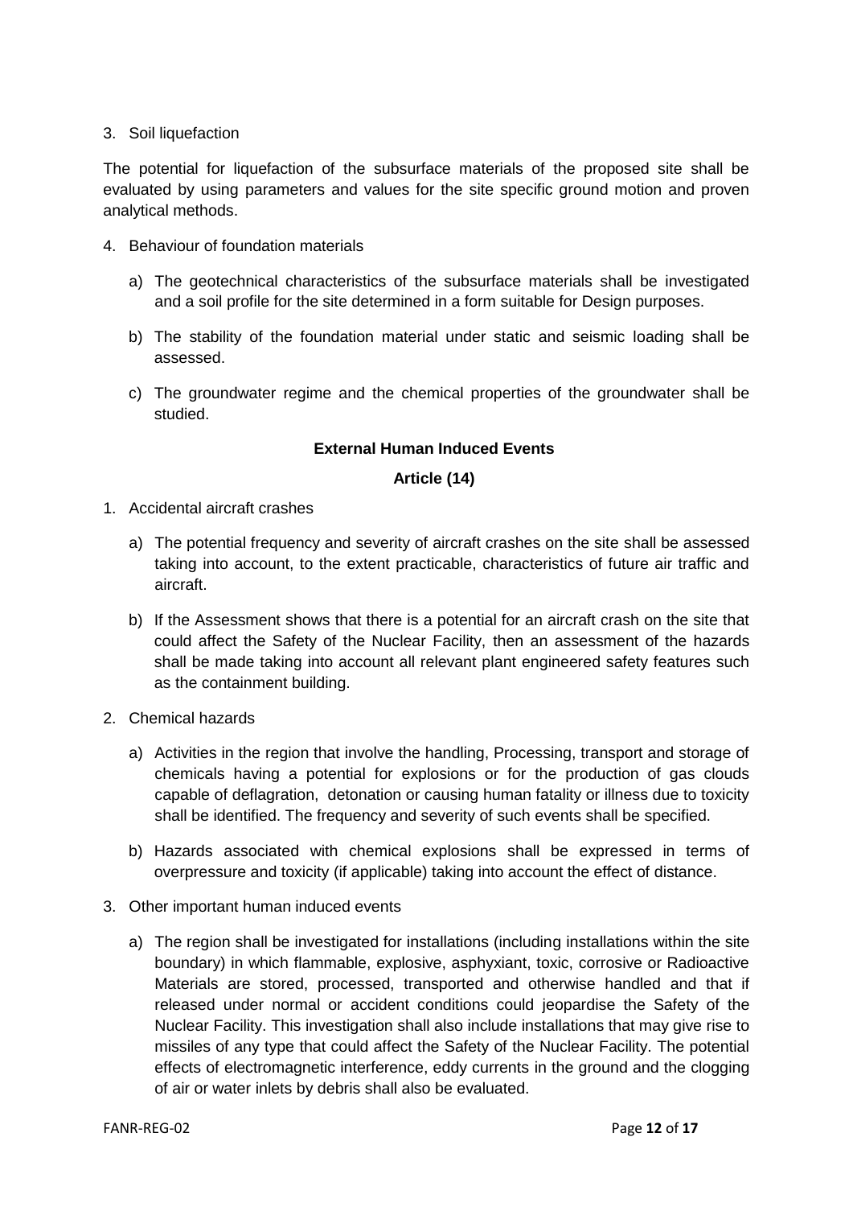3. Soil liquefaction

The potential for liquefaction of the subsurface materials of the proposed site shall be evaluated by using parameters and values for the site specific ground motion and proven analytical methods.

4. Behaviour of foundation materials

   a) The geotechnical characteristics of the subsurface materials shall be investigated and a soil profile for the site determined in a form suitable for Design purposes.

   b) The stability of the foundation material under static and seismic loading shall be assessed.

   c) The groundwater regime and the chemical properties of the groundwater shall be studied.

**External Human Induced Events**

**Article (14)**

1. Accidental aircraft crashes

   a) The potential frequency and severity of aircraft crashes on the site shall be assessed taking into account, to the extent practicable, characteristics of future air traffic and aircraft.

   b) If the Assessment shows that there is a potential for an aircraft crash on the site that could affect the Safety of the Nuclear Facility, then an assessment of the hazards shall be made taking into account all relevant plant engineered safety features such as the containment building.

2. Chemical hazards

   a) Activities in the region that involve the handling, Processing, transport and storage of chemicals having a potential for explosions or for the production of gas clouds capable of deflagration, detonation or causing human fatality or illness due to toxicity shall be identified. The frequency and severity of such events shall be specified.

   b) Hazards associated with chemical explosions shall be expressed in terms of overpressure and toxicity (if applicable) taking into account the effect of distance.

3. Other important human induced events

   a) The region shall be investigated for installations (including installations within the site boundary) in which flammable, explosive, asphyxiant, toxic, corrosive or Radioactive Materials are stored, processed, transported and otherwise handled and that if released under normal or accident conditions could jeopardise the Safety of the Nuclear Facility. This investigation shall also include installations that may give rise to missiles of any type that could affect the Safety of the Nuclear Facility. The potential effects of electromagnetic interference, eddy currents in the ground and the clogging of air or water inlets by debris shall also be evaluated.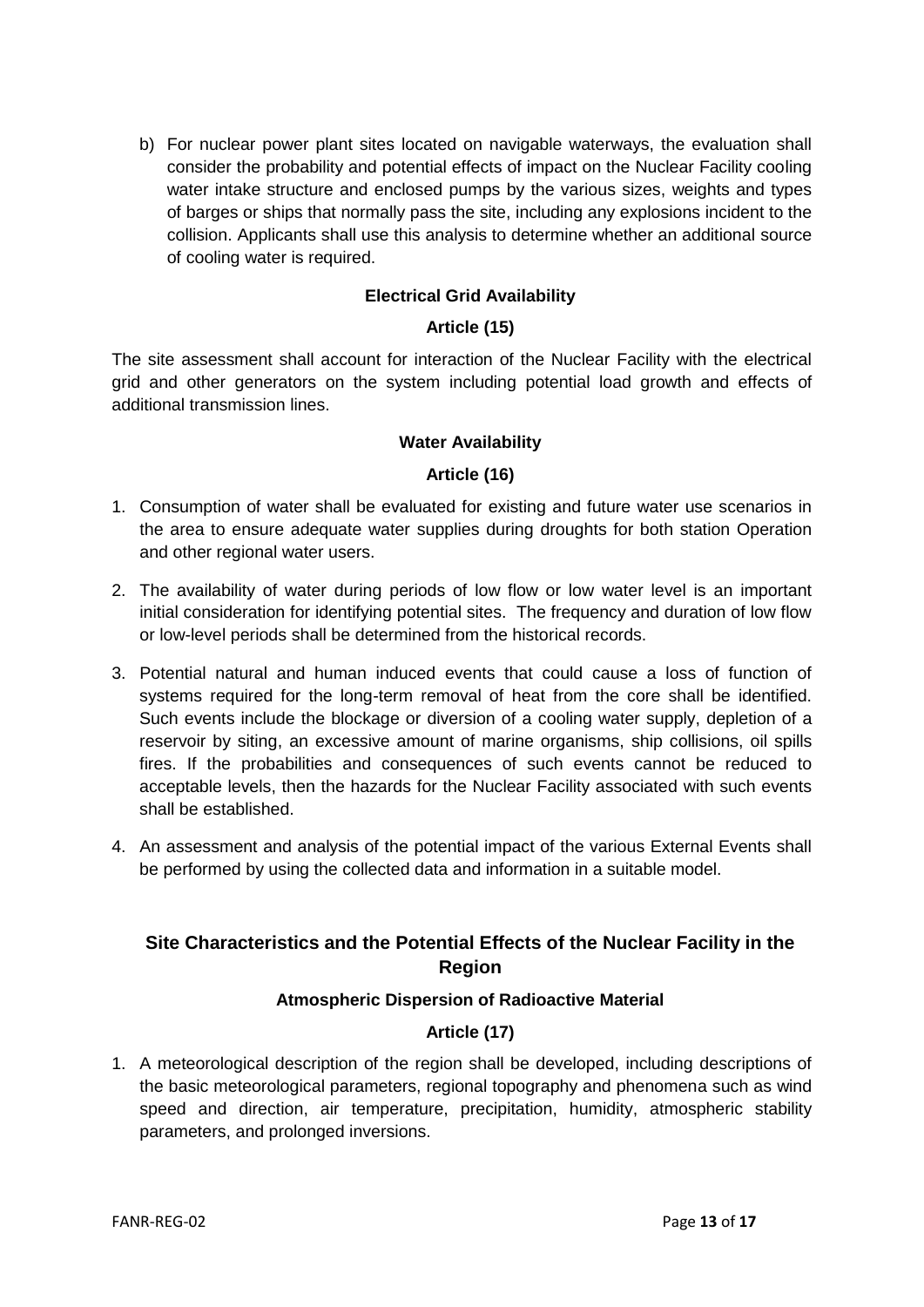b) For nuclear power plant sites located on navigable waterways, the evaluation shall consider the probability and potential effects of impact on the Nuclear Facility cooling water intake structure and enclosed pumps by the various sizes, weights and types of barges or ships that normally pass the site, including any explosions incident to the collision. Applicants shall use this analysis to determine whether an additional source of cooling water is required.

**Electrical Grid Availability**

**Article (15)**

The site assessment shall account for interaction of the Nuclear Facility with the electrical grid and other generators on the system including potential load growth and effects of additional transmission lines.

**Water Availability**

**Article (16)**

1. Consumption of water shall be evaluated for existing and future water use scenarios in the area to ensure adequate water supplies during droughts for both station Operation and other regional water users.
2. The availability of water during periods of low flow or low water level is an important initial consideration for identifying potential sites. The frequency and duration of low flow or low-level periods shall be determined from the historical records.
3. Potential natural and human induced events that could cause a loss of function of systems required for the long-term removal of heat from the core shall be identified. Such events include the blockage or diversion of a cooling water supply, depletion of a reservoir by siting, an excessive amount of marine organisms, ship collisions, oil spills fires. If the probabilities and consequences of such events cannot be reduced to acceptable levels, then the hazards for the Nuclear Facility associated with such events shall be established.
4. An assessment and analysis of the potential impact of the various External Events shall be performed by using the collected data and information in a suitable model.

## Site Characteristics and the Potential Effects of the Nuclear Facility in the Region

**Atmospheric Dispersion of Radioactive Material**

**Article (17)**

1. A meteorological description of the region shall be developed, including descriptions of the basic meteorological parameters, regional topography and phenomena such as wind speed and direction, air temperature, precipitation, humidity, atmospheric stability parameters, and prolonged inversions.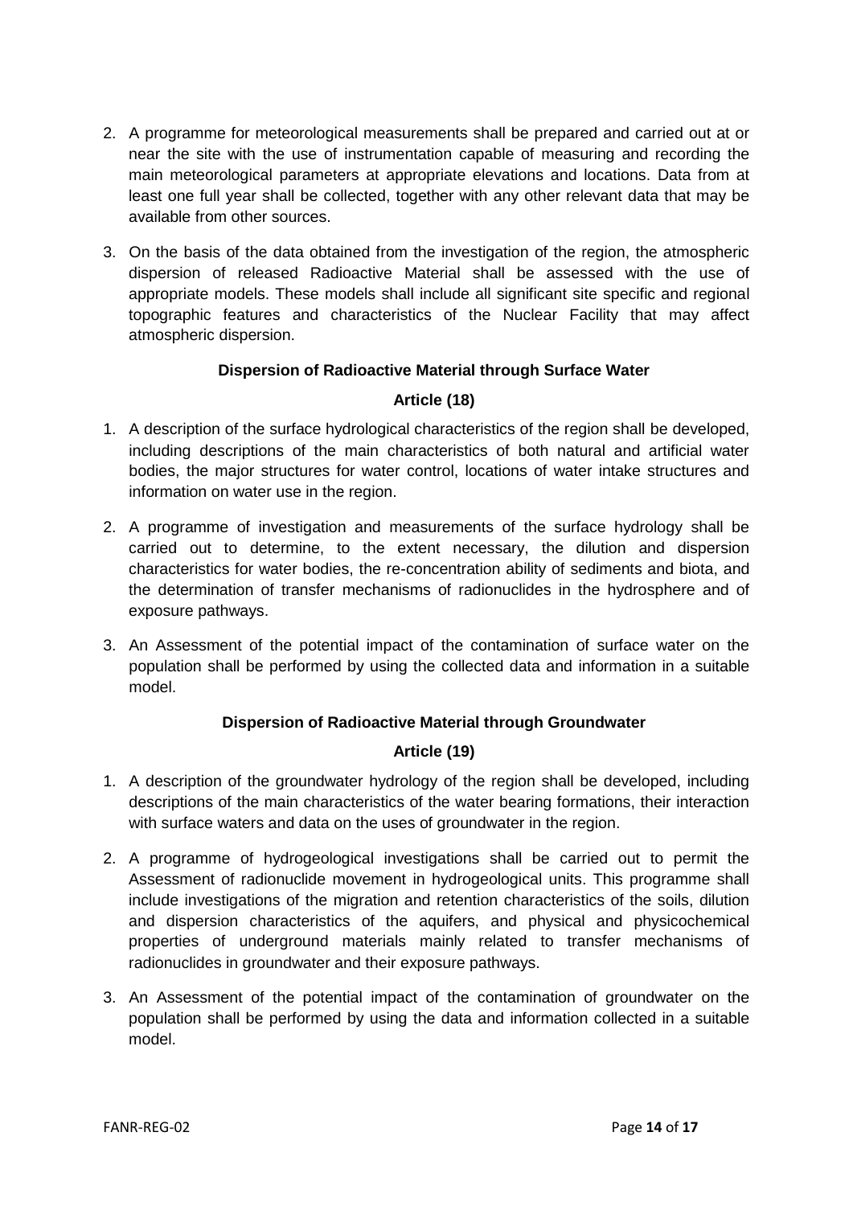2. A programme for meteorological measurements shall be prepared and carried out at or near the site with the use of instrumentation capable of measuring and recording the main meteorological parameters at appropriate elevations and locations. Data from at least one full year shall be collected, together with any other relevant data that may be available from other sources.

3. On the basis of the data obtained from the investigation of the region, the atmospheric dispersion of released Radioactive Material shall be assessed with the use of appropriate models. These models shall include all significant site specific and regional topographic features and characteristics of the Nuclear Facility that may affect atmospheric dispersion.

**Dispersion of Radioactive Material through Surface Water**

**Article (18)**

1. A description of the surface hydrological characteristics of the region shall be developed, including descriptions of the main characteristics of both natural and artificial water bodies, the major structures for water control, locations of water intake structures and information on water use in the region.

2. A programme of investigation and measurements of the surface hydrology shall be carried out to determine, to the extent necessary, the dilution and dispersion characteristics for water bodies, the re-concentration ability of sediments and biota, and the determination of transfer mechanisms of radionuclides in the hydrosphere and of exposure pathways.

3. An Assessment of the potential impact of the contamination of surface water on the population shall be performed by using the collected data and information in a suitable model.

**Dispersion of Radioactive Material through Groundwater**

**Article (19)**

1. A description of the groundwater hydrology of the region shall be developed, including descriptions of the main characteristics of the water bearing formations, their interaction with surface waters and data on the uses of groundwater in the region.

2. A programme of hydrogeological investigations shall be carried out to permit the Assessment of radionuclide movement in hydrogeological units. This programme shall include investigations of the migration and retention characteristics of the soils, dilution and dispersion characteristics of the aquifers, and physical and physicochemical properties of underground materials mainly related to transfer mechanisms of radionuclides in groundwater and their exposure pathways.

3. An Assessment of the potential impact of the contamination of groundwater on the population shall be performed by using the data and information collected in a suitable model.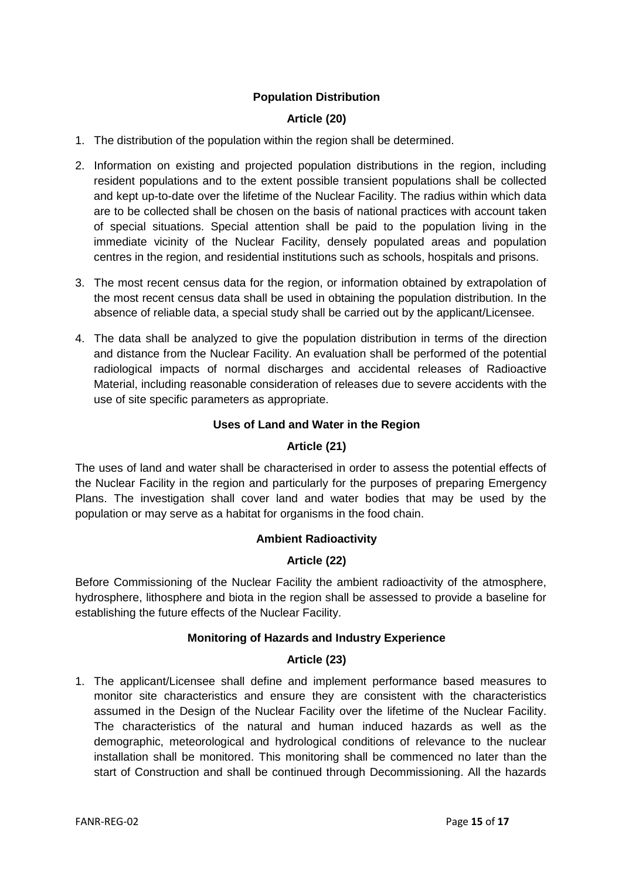**Population Distribution**

**Article (20)**

1. The distribution of the population within the region shall be determined.

2. Information on existing and projected population distributions in the region, including resident populations and to the extent possible transient populations shall be collected and kept up-to-date over the lifetime of the Nuclear Facility. The radius within which data are to be collected shall be chosen on the basis of national practices with account taken of special situations. Special attention shall be paid to the population living in the immediate vicinity of the Nuclear Facility, densely populated areas and population centres in the region, and residential institutions such as schools, hospitals and prisons.

3. The most recent census data for the region, or information obtained by extrapolation of the most recent census data shall be used in obtaining the population distribution. In the absence of reliable data, a special study shall be carried out by the applicant/Licensee.

4. The data shall be analyzed to give the population distribution in terms of the direction and distance from the Nuclear Facility. An evaluation shall be performed of the potential radiological impacts of normal discharges and accidental releases of Radioactive Material, including reasonable consideration of releases due to severe accidents with the use of site specific parameters as appropriate.

**Uses of Land and Water in the Region**

**Article (21)**

The uses of land and water shall be characterised in order to assess the potential effects of the Nuclear Facility in the region and particularly for the purposes of preparing Emergency Plans. The investigation shall cover land and water bodies that may be used by the population or may serve as a habitat for organisms in the food chain.

**Ambient Radioactivity**

**Article (22)**

Before Commissioning of the Nuclear Facility the ambient radioactivity of the atmosphere, hydrosphere, lithosphere and biota in the region shall be assessed to provide a baseline for establishing the future effects of the Nuclear Facility.

**Monitoring of Hazards and Industry Experience**

**Article (23)**

1. The applicant/Licensee shall define and implement performance based measures to monitor site characteristics and ensure they are consistent with the characteristics assumed in the Design of the Nuclear Facility over the lifetime of the Nuclear Facility. The characteristics of the natural and human induced hazards as well as the demographic, meteorological and hydrological conditions of relevance to the nuclear installation shall be monitored. This monitoring shall be commenced no later than the start of Construction and shall be continued through Decommissioning. All the hazards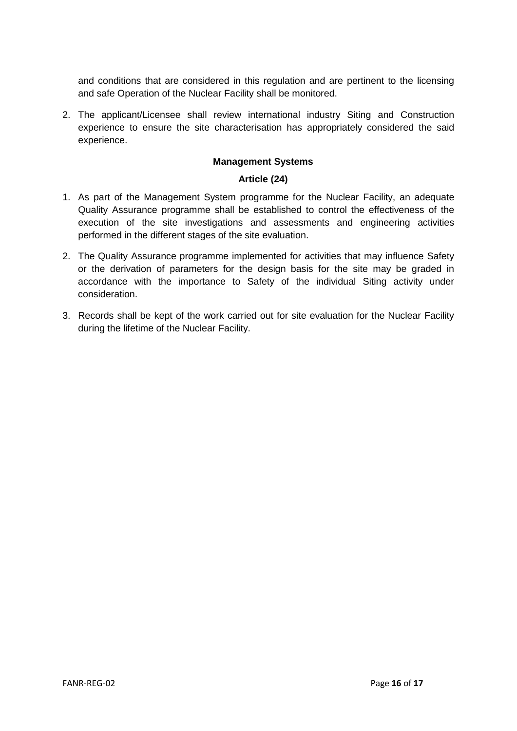and conditions that are considered in this regulation and are pertinent to the licensing and safe Operation of the Nuclear Facility shall be monitored.

2. The applicant/Licensee shall review international industry Siting and Construction experience to ensure the site characterisation has appropriately considered the said experience.

**Management Systems**

**Article (24)**

1. As part of the Management System programme for the Nuclear Facility, an adequate Quality Assurance programme shall be established to control the effectiveness of the execution of the site investigations and assessments and engineering activities performed in the different stages of the site evaluation.
2. The Quality Assurance programme implemented for activities that may influence Safety or the derivation of parameters for the design basis for the site may be graded in accordance with the importance to Safety of the individual Siting activity under consideration.
3. Records shall be kept of the work carried out for site evaluation for the Nuclear Facility during the lifetime of the Nuclear Facility.